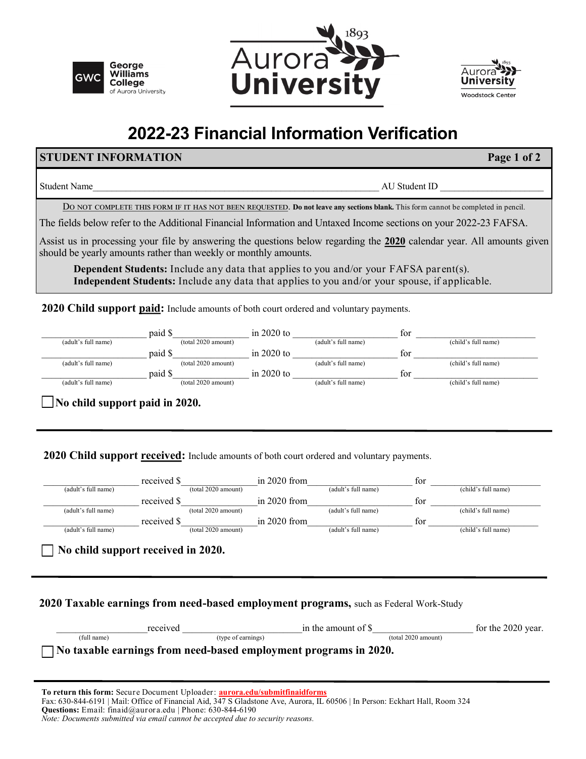George Williams College of Aurora University | 1893 Aurora University | Aurora University Woodstock Center

# 2022-23 Financial Information Verification

## STUDENT INFORMATION

Student Name________________________________________________ AU Student ID ____________________

DO NOT COMPLETE THIS FORM IF IT HAS NOT BEEN REQUESTED. **Do not leave any sections blank.** This form cannot be completed in pencil.

The fields below refer to the Additional Financial Information and Untaxed Income sections on your 2022-23 FAFSA.

Assist us in processing your file by answering the questions below regarding the **2020** calendar year. All amounts given should be yearly amounts rather than weekly or monthly amounts.

**Dependent Students:** Include any data that applies to you and/or your FAFSA parent(s).
**Independent Students:** Include any data that applies to you and/or your spouse, if applicable.

## 2020 Child support paid: Include amounts of both court ordered and voluntary payments.

____________________ paid $______________ in 2020 to ____________________ for ____________________
(adult's full name) (total 2020 amount) (adult's full name) (child's full name)

____________________ paid $______________ in 2020 to ____________________ for ____________________
(adult's full name) (total 2020 amount) (adult's full name) (child's full name)

____________________ paid $______________ in 2020 to ____________________ for ____________________
(adult's full name) (total 2020 amount) (adult's full name) (child's full name)

☐ **No child support paid in 2020.**

## 2020 Child support received: Include amounts of both court ordered and voluntary payments.

____________________ received $______________ in 2020 from ____________________ for ____________________
(adult's full name) (total 2020 amount) (adult's full name) (child's full name)

____________________ received $______________ in 2020 from ____________________ for ____________________
(adult's full name) (total 2020 amount) (adult's full name) (child's full name)

____________________ received $______________ in 2020 from ____________________ for ____________________
(adult's full name) (total 2020 amount) (adult's full name) (child's full name)

☐ **No child support received in 2020.**

## 2020 Taxable earnings from need-based employment programs, such as Federal Work-Study

____________________ received ____________________ in the amount of $____________________ for the 2020 year.
(full name) (type of earnings) (total 2020 amount)

☐ **No taxable earnings from need-based employment programs in 2020.**

**To return this form:** Secure Document Uploader: **aurora.edu/submitfinaidforms**
Fax: 630-844-6191 | Mail: Office of Financial Aid, 347 S Gladstone Ave, Aurora, IL 60506 | In Person: Eckhart Hall, Room 324
**Questions:** Email: finaid@aurora.edu | Phone: 630-844-6190
*Note: Documents submitted via email cannot be accepted due to security reasons.*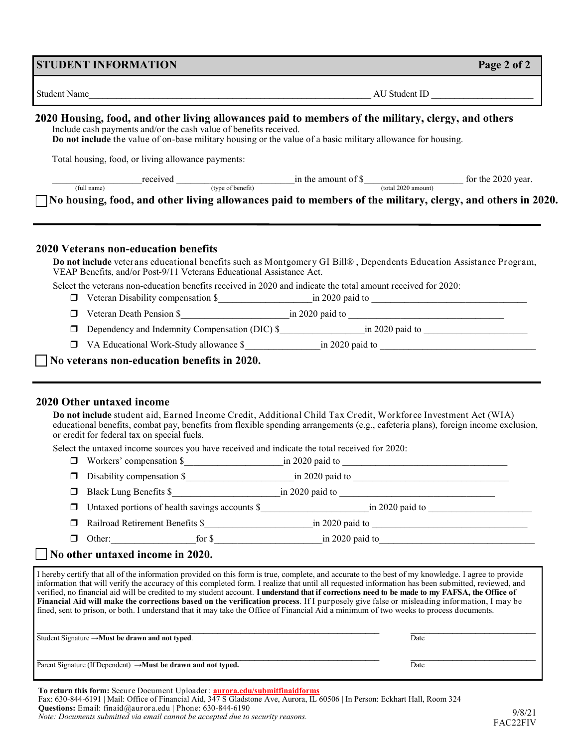## STUDENT INFORMATION

Student Name\_\_\_\_\_\_\_\_\_\_\_\_\_\_\_\_\_\_\_\_\_\_\_\_\_\_\_\_\_\_\_\_\_\_\_\_\_\_\_\_\_\_\_\_\_\_\_\_\_\_\_\_\_\_\_\_\_\_ AU Student ID \_\_\_\_\_\_\_\_\_\_\_\_\_\_\_\_\_\_\_\_\_

### 2020 Housing, food, and other living allowances paid to members of the military, clergy, and others

Include cash payments and/or the cash value of benefits received.
**Do not include** the value of on-base military housing or the value of a basic military allowance for housing.

Total housing, food, or living allowance payments:

\_\_\_\_\_\_\_\_\_\_\_\_\_\_\_\_\_\_ received \_\_\_\_\_\_\_\_\_\_\_\_\_\_\_\_\_\_\_\_\_\_\_\_ in the amount of $\_\_\_\_\_\_\_\_\_\_\_\_\_\_\_\_\_\_\_\_ for the 2020 year.
(full name) (type of benefit) (total 2020 amount)

☐ **No housing, food, and other living allowances paid to members of the military, clergy, and others in 2020.**

---

### 2020 Veterans non-education benefits

**Do not include** veterans educational benefits such as Montgomery GI Bill®, Dependents Education Assistance Program, VEAP Benefits, and/or Post-9/11 Veterans Educational Assistance Act.

Select the veterans non-education benefits received in 2020 and indicate the total amount received for 2020:

- ☐ Veteran Disability compensation $\_\_\_\_\_\_\_\_\_\_\_\_\_\_\_\_\_\_\_ in 2020 paid to \_\_\_\_\_\_\_\_\_\_\_\_\_\_\_\_\_\_\_\_\_\_\_\_\_\_\_\_\_\_\_\_
- ☐ Veteran Death Pension $\_\_\_\_\_\_\_\_\_\_\_\_\_\_\_\_\_\_\_\_\_\_ in 2020 paid to \_\_\_\_\_\_\_\_\_\_\_\_\_\_\_\_\_\_\_\_\_\_\_\_\_\_\_\_\_\_\_\_
- ☐ Dependency and Indemnity Compensation (DIC) $\_\_\_\_\_\_\_\_\_\_\_\_\_\_\_\_\_ in 2020 paid to \_\_\_\_\_\_\_\_\_\_\_\_\_\_\_\_\_\_\_\_\_\_
- ☐ VA Educational Work-Study allowance $\_\_\_\_\_\_\_\_\_\_\_\_\_\_\_\_ in 2020 paid to \_\_\_\_\_\_\_\_\_\_\_\_\_\_\_\_\_\_\_\_\_\_\_\_\_\_\_\_\_\_\_\_

☐ **No veterans non-education benefits in 2020.**

---

### 2020 Other untaxed income

**Do not include** student aid, Earned Income Credit, Additional Child Tax Credit, Workforce Investment Act (WIA) educational benefits, combat pay, benefits from flexible spending arrangements (e.g., cafeteria plans), foreign income exclusion, or credit for federal tax on special fuels.

Select the untaxed income sources you have received and indicate the total received for 2020:

- ☐ Workers' compensation $\_\_\_\_\_\_\_\_\_\_\_\_\_\_\_\_\_\_\_\_ in 2020 paid to \_\_\_\_\_\_\_\_\_\_\_\_\_\_\_\_\_\_\_\_\_\_\_\_\_\_\_\_\_\_\_\_\_\_
- ☐ Disability compensation $\_\_\_\_\_\_\_\_\_\_\_\_\_\_\_\_\_\_\_\_\_\_ in 2020 paid to \_\_\_\_\_\_\_\_\_\_\_\_\_\_\_\_\_\_\_\_\_\_\_\_\_\_\_\_\_\_\_\_
- ☐ Black Lung Benefits $\_\_\_\_\_\_\_\_\_\_\_\_\_\_\_\_\_\_\_\_\_\_ in 2020 paid to \_\_\_\_\_\_\_\_\_\_\_\_\_\_\_\_\_\_\_\_\_\_\_\_\_\_\_\_\_\_\_\_
- ☐ Untaxed portions of health savings accounts $\_\_\_\_\_\_\_\_\_\_\_\_\_\_\_\_\_\_\_\_\_\_ in 2020 paid to \_\_\_\_\_\_\_\_\_\_\_\_\_\_\_\_\_\_\_\_\_
- ☐ Railroad Retirement Benefits $\_\_\_\_\_\_\_\_\_\_\_\_\_\_\_\_\_\_\_\_\_\_ in 2020 paid to \_\_\_\_\_\_\_\_\_\_\_\_\_\_\_\_\_\_\_\_\_\_\_\_\_\_\_\_\_\_\_\_
- ☐ Other:\_\_\_\_\_\_\_\_\_\_\_\_\_\_\_\_\_ for $\_\_\_\_\_\_\_\_\_\_\_\_\_\_\_\_\_\_\_\_\_\_ in 2020 paid to\_\_\_\_\_\_\_\_\_\_\_\_\_\_\_\_\_\_\_\_\_\_\_\_\_\_\_\_\_\_\_\_

☐ **No other untaxed income in 2020.**

---

I hereby certify that all of the information provided on this form is true, complete, and accurate to the best of my knowledge. I agree to provide information that will verify the accuracy of this completed form. I realize that until all requested information has been submitted, reviewed, and verified, no financial aid will be credited to my student account. **I understand that if corrections need to be made to my FAFSA, the Office of Financial Aid will make the corrections based on the verification process**. If I purposely give false or misleading information, I may be fined, sent to prison, or both. I understand that it may take the Office of Financial Aid a minimum of two weeks to process documents.

\_\_\_\_\_\_\_\_\_\_\_\_\_\_\_\_\_\_\_\_\_\_\_\_\_\_\_\_\_\_\_\_\_\_\_\_\_\_\_\_\_\_\_\_\_\_\_\_\_\_\_\_\_\_\_\_ \_\_\_\_\_\_\_\_\_\_\_\_\_\_\_\_\_\_\_\_\_\_\_\_
Student Signature →**Must be drawn and not typed**. Date

\_\_\_\_\_\_\_\_\_\_\_\_\_\_\_\_\_\_\_\_\_\_\_\_\_\_\_\_\_\_\_\_\_\_\_\_\_\_\_\_\_\_\_\_\_\_\_\_\_\_\_\_\_\_\_\_ \_\_\_\_\_\_\_\_\_\_\_\_\_\_\_\_\_\_\_\_\_\_\_\_
Parent Signature (If Dependent) →**Must be drawn and not typed.** Date

**To return this form:** Secure Document Uploader: **aurora.edu/submitfinaidforms**
Fax: 630-844-6191 | Mail: Office of Financial Aid, 347 S Gladstone Ave, Aurora, IL 60506 | In Person: Eckhart Hall, Room 324
**Questions:** Email: finaid@aurora.edu | Phone: 630-844-6190
*Note: Documents submitted via email cannot be accepted due to security reasons.*

9/8/21
FAC22FIV